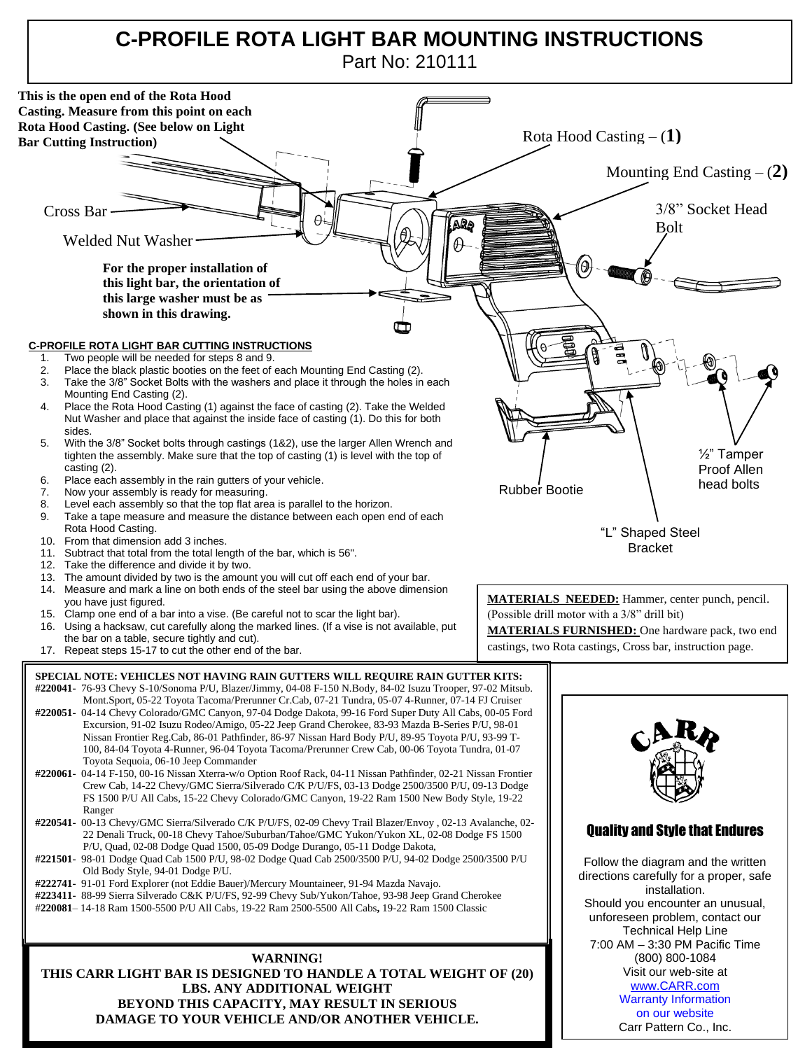# C-PROFILE ROTA LIGHT BAR MOUNTING INSTRUCTIONS

Part No: 210111

**This is the open end of the Rota Hood Casting. Measure from this point on each Rota Hood Casting. (See below on Light Bar Cutting Instruction)**

Rota Hood Casting – (**1**)

Mounting End Casting – (**2**)

3/8" Socket Head Bolt

Cross Bar

Welded Nut Washer

**For the proper installation of this light bar, the orientation of this large washer must be as shown in this drawing.**

½" Tamper Proof Allen head bolts

Rubber Bootie

"L" Shaped Steel Bracket

## C-PROFILE ROTA LIGHT BAR CUTTING INSTRUCTIONS

1. Two people will be needed for steps 8 and 9.
2. Place the black plastic booties on the feet of each Mounting End Casting (2).
3. Take the 3/8" Socket Bolts with the washers and place it through the holes in each Mounting End Casting (2).
4. Place the Rota Hood Casting (1) against the face of casting (2). Take the Welded Nut Washer and place that against the inside face of casting (1). Do this for both sides.
5. With the 3/8" Socket bolts through castings (1&2), use the larger Allen Wrench and tighten the assembly. Make sure that the top of casting (1) is level with the top of casting (2).
6. Place each assembly in the rain gutters of your vehicle.
7. Now your assembly is ready for measuring.
8. Level each assembly so that the top flat area is parallel to the horizon.
9. Take a tape measure and measure the distance between each open end of each Rota Hood Casting.
10. From that dimension add 3 inches.
11. Subtract that total from the total length of the bar, which is 56".
12. Take the difference and divide it by two.
13. The amount divided by two is the amount you will cut off each end of your bar.
14. Measure and mark a line on both ends of the steel bar using the above dimension you have just figured.
15. Clamp one end of a bar into a vise. (Be careful not to scar the light bar).
16. Using a hacksaw, cut carefully along the marked lines. (If a vise is not available, put the bar on a table, secure tightly and cut).
17. Repeat steps 15-17 to cut the other end of the bar.

**MATERIALS NEEDED:** Hammer, center punch, pencil. (Possible drill motor with a 3/8" drill bit)

**MATERIALS FURNISHED:** One hardware pack, two end castings, two Rota castings, Cross bar, instruction page.

**SPECIAL NOTE: VEHICLES NOT HAVING RAIN GUTTERS WILL REQUIRE RAIN GUTTER KITS:**

**#220041-** 76-93 Chevy S-10/Sonoma P/U, Blazer/Jimmy, 04-08 F-150 N.Body, 84-02 Isuzu Trooper, 97-02 Mitsub. Mont.Sport, 05-22 Toyota Tacoma/Prerunner Cr.Cab, 07-21 Tundra, 05-07 4-Runner, 07-14 FJ Cruiser

**#220051-** 04-14 Chevy Colorado/GMC Canyon, 97-04 Dodge Dakota, 99-16 Ford Super Duty All Cabs, 00-05 Ford Excursion, 91-02 Isuzu Rodeo/Amigo, 05-22 Jeep Grand Cherokee, 83-93 Mazda B-Series P/U, 98-01 Nissan Frontier Reg.Cab, 86-01 Pathfinder, 86-97 Nissan Hard Body P/U, 89-95 Toyota P/U, 93-99 T-100, 84-04 Toyota 4-Runner, 96-04 Toyota Tacoma/Prerunner Crew Cab, 00-06 Toyota Tundra, 01-07 Toyota Sequoia, 06-10 Jeep Commander

**#220061-** 04-14 F-150, 00-16 Nissan Xterra-w/o Option Roof Rack, 04-11 Nissan Pathfinder, 02-21 Nissan Frontier Crew Cab, 14-22 Chevy/GMC Sierra/Silverado C/K P/U/FS, 03-13 Dodge 2500/3500 P/U, 09-13 Dodge FS 1500 P/U All Cabs, 15-22 Chevy Colorado/GMC Canyon, 19-22 Ram 1500 New Body Style, 19-22 Ranger

**#220541-** 00-13 Chevy/GMC Sierra/Silverado C/K P/U/FS, 02-09 Chevy Trail Blazer/Envoy , 02-13 Avalanche, 02-22 Denali Truck, 00-18 Chevy Tahoe/Suburban/Tahoe/GMC Yukon/Yukon XL, 02-08 Dodge FS 1500 P/U, Quad, 02-08 Dodge Quad 1500, 05-09 Dodge Durango, 05-11 Dodge Dakota,

**#221501-** 98-01 Dodge Quad Cab 1500 P/U, 98-02 Dodge Quad Cab 2500/3500 P/U, 94-02 Dodge 2500/3500 P/U Old Body Style, 94-01 Dodge P/U.

**#222741-** 91-01 Ford Explorer (not Eddie Bauer)/Mercury Mountaineer, 91-94 Mazda Navajo.

**#223411-** 88-99 Sierra Silverado C&K P/U/FS, 92-99 Chevy Sub/Yukon/Tahoe, 93-98 Jeep Grand Cherokee

**#220081**– 14-18 Ram 1500-5500 P/U All Cabs, 19-22 Ram 2500-5500 All Cabs**,** 19-22 Ram 1500 Classic

**WARNING!**
**THIS CARR LIGHT BAR IS DESIGNED TO HANDLE A TOTAL WEIGHT OF (20) LBS. ANY ADDITIONAL WEIGHT BEYOND THIS CAPACITY, MAY RESULT IN SERIOUS DAMAGE TO YOUR VEHICLE AND/OR ANOTHER VEHICLE.**

CARR

**Quality and Style that Endures**

Follow the diagram and the written directions carefully for a proper, safe installation.
Should you encounter an unusual, unforeseen problem, contact our Technical Help Line
7:00 AM – 3:30 PM Pacific Time
(800) 800-1084
Visit our web-site at
www.CARR.com
Warranty Information on our website
Carr Pattern Co., Inc.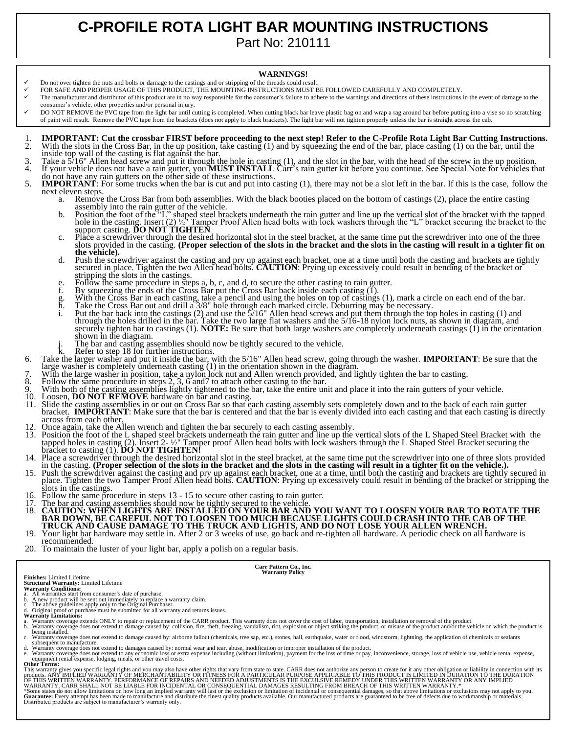# C-PROFILE ROTA LIGHT BAR MOUNTING INSTRUCTIONS

Part No: 210111

**WARNINGS!**

- ✓ Do not over tighten the nuts and bolts or damage to the castings and or stripping of the threads could result.
- ✓ FOR SAFE AND PROPER USAGE OF THIS PRODUCT, THE MOUNTING INSTRUCTIONS MUST BE FOLLOWED CAREFULLY AND COMPLETELY.
- ✓ The manufacturer and distributor of this product are in no way responsible for the consumer's failure to adhere to the warnings and directions of these instructions in the event of damage to the consumer's vehicle, other properties and/or personal injury.
- ✓ DO NOT REMOVE the PVC tape from the light bar until cutting is completed. When cutting black bar leave plastic bag on and wrap a rag around bar before putting into a vise so no scratching of paint will result. Remove the PVC tape from the brackets (does not apply to black brackets). The light bar will not tighten properly unless the bar is straight across the cab.

1. **IMPORTANT: Cut the crossbar FIRST before proceeding to the next step! Refer to the C-Profile Rota Light Bar Cutting Instructions.**
2. With the slots in the Cross Bar, in the up position, take casting (1) and by squeezing the end of the bar, place casting (1) on the bar, until the inside top wall of the casting is flat against the bar.
3. Take a 5/16" Allen head screw and put it through the hole in casting (1), and the slot in the bar, with the head of the screw in the up position.
4. If your vehicle does not have a rain gutter, you **MUST INSTALL** Carr's rain gutter kit before you continue. See Special Note for vehicles that do not have any rain gutters on the other side of these instructions.
5. **IMPORTANT**: For some trucks when the bar is cut and put into casting (1), there may not be a slot left in the bar. If this is the case, follow the next eleven steps.
   a. Remove the Cross Bar from both assemblies. With the black booties placed on the bottom of castings (2), place the entire casting assembly into the rain gutter of the vehicle.
   b. Position the foot of the "L" shaped steel brackets underneath the rain gutter and line up the vertical slot of the bracket with the tapped hole in the casting. Insert (2) ½" Tamper Proof Allen head bolts with lock washers through the "L" bracket securing the bracket to the support casting. **DO NOT TIGHTEN**
   c. Place a screwdriver through the desired horizontal slot in the steel bracket, at the same time put the screwdriver into one of the three slots provided in the casting. **(Proper selection of the slots in the bracket and the slots in the casting will result in a tighter fit on the vehicle).**
   d. Push the screwdriver against the casting and pry up against each bracket, one at a time until both the casting and brackets are tightly secured in place. Tighten the two Allen head bolts. **CAUTION**: Prying up excessively could result in bending of the bracket or stripping the slots in the castings.
   e. Follow the same procedure in steps a, b, c, and d, to secure the other casting to rain gutter.
   f. By squeezing the ends of the Cross Bar put the Cross Bar back inside each casting (1).
   g. With the Cross Bar in each casting, take a pencil and using the holes on top of castings (1), mark a circle on each end of the bar.
   h. Take the Cross Bar out and drill a 3/8" hole through each marked circle. Deburring may be necessary.
   i. Put the bar back into the castings (2) and use the 5/16" Allen head screws and put them through the top holes in casting (1) and through the holes drilled in the bar. Take the two large flat washers and the 5/16-18 nylon lock nuts, as shown in diagram, and securely tighten bar to castings (1). **NOTE:** Be sure that both large washers are completely underneath castings (1) in the orientation shown in the diagram.
   j. The bar and casting assemblies should now be tightly secured to the vehicle.
   k. Refer to step 18 for further instructions.
6. Take the larger washer and put it inside the bar, with the 5/16" Allen head screw, going through the washer. **IMPORTANT**: Be sure that the large washer is completely underneath casting (1) in the orientation shown in the diagram.
7. With the large washer in position, take a nylon lock nut and Allen wrench provided, and lightly tighten the bar to casting.
8. Follow the same procedure in steps 2, 3, 6 and7 to attach other casting to the bar.
9. With both of the casting assemblies lightly tightened to the bar, take the entire unit and place it into the rain gutters of your vehicle.
10. Loosen, **DO NOT REMOVE** hardware on bar and casting.
11. Slide the casting assemblies in or out on Cross Bar so that each casting assembly sets completely down and to the back of each rain gutter bracket. **IMPORTANT**: Make sure that the bar is centered and that the bar is evenly divided into each casting and that each casting is directly across from each other.
12. Once again, take the Allen wrench and tighten the bar securely to each casting assembly.
13. Position the foot of the L shaped steel brackets underneath the rain gutter and line up the vertical slots of the L Shaped Steel Bracket with the tapped holes in casting (2). Insert 2- ½" Tamper proof Allen head bolts with lock washers through the L Shaped Steel Bracket securing the bracket to casting (1). **DO NOT TIGHTEN!**
14. Place a screwdriver through the desired horizontal slot in the steel bracket, at the same time put the screwdriver into one of three slots provided in the casting. **(Proper selection of the slots in the bracket and the slots in the casting will result in a tighter fit on the vehicle.).**
15. Push the screwdriver against the casting and pry up against each bracket, one at a time, until both the casting and brackets are tightly secured in place. Tighten the two Tamper Proof Allen head bolts. **CAUTION**: Prying up excessively could result in bending of the bracket or stripping the slots in the castings.
16. Follow the same procedure in steps 13 - 15 to secure other casting to rain gutter.
17. The bar and casting assemblies should now be tightly secured to the vehicle.
18. **CAUTION: WHEN LIGHTS ARE INSTALLED ON YOUR BAR AND YOU WANT TO LOOSEN YOUR BAR TO ROTATE THE BAR DOWN, BE CAREFUL NOT TO LOOSEN TOO MUCH BECAUSE LIGHTS COULD CRASH INTO THE CAB OF THE TRUCK AND CAUSE DAMAGE TO THE TRUCK AND LIGHTS, AND DO NOT LOSE YOUR ALLEN WRENCH.**
19. Your light bar hardware may settle in. After 2 or 3 weeks of use, go back and re-tighten all hardware. A periodic check on all hardware is recommended.
20. To maintain the luster of your light bar, apply a polish on a regular basis.

**Carr Pattern Co., Inc.**
**Warranty Policy**

**Finishes:** Limited Lifetime
**Structural Warranty:** Limited Lifetime
**Warranty Conditions:**
a. All warranties start from consumer's date of purchase.
b. A new product will be sent out immediately to replace a warranty claim.
c. The above guidelines apply only to the Original Purchaser.
d. Original proof of purchase must be submitted for all warranty and returns issues.

**Warranty Limitations:**
a. Warranty coverage extends ONLY to repair or replacement of the CARR product. This warranty does not cover the cost of labor, transportation, installation or removal of the product.
b. Warranty coverage does not extend to damage caused by: collision, fire, theft, freezing, vandalism, riot, explosion or object striking the product, or misuse of the product and/or the vehicle on which the product is being installed.
c. Warranty coverage does not extend to damage caused by: airborne fallout (chemicals, tree sap, etc.), stones, hail, earthquake, water or flood, windstorm, lightning, the application of chemicals or sealants subsequent to manufacture.
d. Warranty coverage does not extend to damages caused by: normal wear and tear, abuse, modification or improper installation of the product.
e. Warranty coverage does not extend to any economic loss or extra expense including (without limitation), payment for the loss of time or pay, inconvenience, storage, loss of vehicle use, vehicle rental expense, equipment rental expense, lodging, meals, or other travel costs.

**Other Terms:**
This warranty gives you specific legal rights and you may also have other rights that vary from state to state. CARR does not authorize any person to create for it any other obligation or liability in connection with its products. ANY IMPLIED WARRANTY OF MERCHANTABILITY OR FITNESS FOR A PARTICULAR PURPOSE APPLICABLE TO THIS PRODUCT IS LIMITED IN DURATION TO THE DURATION OF THIS WRITTEN WARRANTY. PERFORMANCE OF REPAIRS AND NEEDED ADJUSTMENTS IS THE EXCLUSIVE REMEDY UNDER THIS WRITTEN WARRANTY OR ANY IMPLIED WARRANTY. CARR SHALL NOT BE LIABLE FOR INCIDENTAL OR CONSEQUENTIAL DAMAGES RESULTING FROM BREACH OF THIS WRITTEN WARRANTY.*
*Some states do not allow limitations on how long an implied warranty will last or the exclusion or limitation of incidental or consequential damages, so that above limitations or exclusions may not apply to you.
**Guarantee:** Every attempt has been made to manufacture and distribute the finest quality products available. Our manufactured products are guaranteed to be free of defects due to workmanship or materials. Distributed products are subject to manufacturer's warranty only.